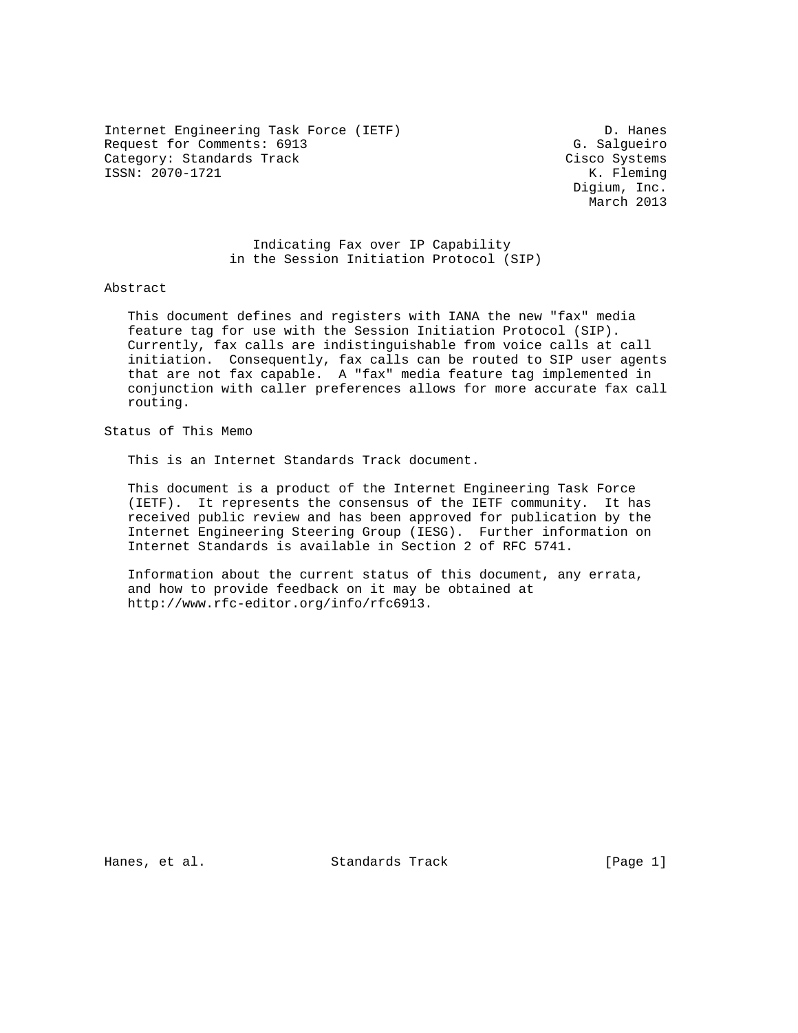Internet Engineering Task Force (IETF)  
Request for Comments: 6913  
Category: Standards Track  
ISSN: 2070-1721

D. Hanes  
G. Salgueiro  
Cisco Systems  
K. Fleming  
Digium, Inc.  
March 2013

# Indicating Fax over IP Capability in the Session Initiation Protocol (SIP)

## Abstract

This document defines and registers with IANA the new "fax" media feature tag for use with the Session Initiation Protocol (SIP). Currently, fax calls are indistinguishable from voice calls at call initiation. Consequently, fax calls can be routed to SIP user agents that are not fax capable. A "fax" media feature tag implemented in conjunction with caller preferences allows for more accurate fax call routing.

## Status of This Memo

This is an Internet Standards Track document.

This document is a product of the Internet Engineering Task Force (IETF). It represents the consensus of the IETF community. It has received public review and has been approved for publication by the Internet Engineering Steering Group (IESG). Further information on Internet Standards is available in Section 2 of RFC 5741.

Information about the current status of this document, any errata, and how to provide feedback on it may be obtained at http://www.rfc-editor.org/info/rfc6913.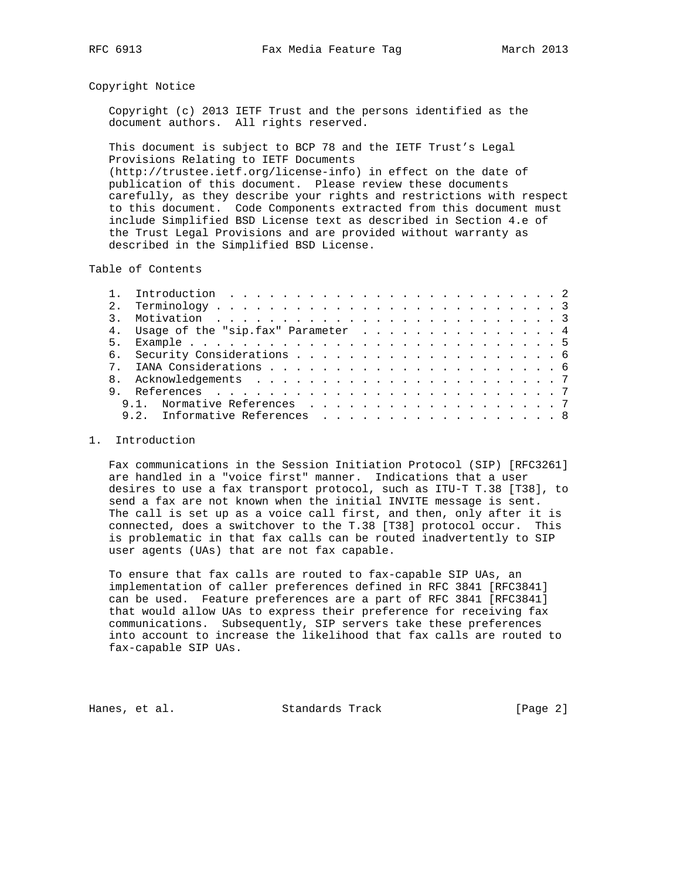## Copyright Notice

Copyright (c) 2013 IETF Trust and the persons identified as the document authors. All rights reserved.

This document is subject to BCP 78 and the IETF Trust's Legal Provisions Relating to IETF Documents (http://trustee.ietf.org/license-info) in effect on the date of publication of this document. Please review these documents carefully, as they describe your rights and restrictions with respect to this document. Code Components extracted from this document must include Simplified BSD License text as described in Section 4.e of the Trust Legal Provisions and are provided without warranty as described in the Simplified BSD License.

## Table of Contents

```
   1.  Introduction . . . . . . . . . . . . . . . . . . . . . . . . . 2
   2.  Terminology . . . . . . . . . . . . . . . . . . . . . . . . . . 3
   3.  Motivation  . . . . . . . . . . . . . . . . . . . . . . . . . . 3
   4.  Usage of the "sip.fax" Parameter  . . . . . . . . . . . . . . . 4
   5.  Example . . . . . . . . . . . . . . . . . . . . . . . . . . . . 5
   6.  Security Considerations . . . . . . . . . . . . . . . . . . . . 6
   7.  IANA Considerations . . . . . . . . . . . . . . . . . . . . . . 6
   8.  Acknowledgements  . . . . . . . . . . . . . . . . . . . . . . . 7
   9.  References  . . . . . . . . . . . . . . . . . . . . . . . . . . 7
     9.1.  Normative References  . . . . . . . . . . . . . . . . . . . 7
     9.2.  Informative References  . . . . . . . . . . . . . . . . . . 8
```

## 1. Introduction

Fax communications in the Session Initiation Protocol (SIP) [RFC3261] are handled in a "voice first" manner. Indications that a user desires to use a fax transport protocol, such as ITU-T T.38 [T38], to send a fax are not known when the initial INVITE message is sent. The call is set up as a voice call first, and then, only after it is connected, does a switchover to the T.38 [T38] protocol occur. This is problematic in that fax calls can be routed inadvertently to SIP user agents (UAs) that are not fax capable.

To ensure that fax calls are routed to fax-capable SIP UAs, an implementation of caller preferences defined in RFC 3841 [RFC3841] can be used. Feature preferences are a part of RFC 3841 [RFC3841] that would allow UAs to express their preference for receiving fax communications. Subsequently, SIP servers take these preferences into account to increase the likelihood that fax calls are routed to fax-capable SIP UAs.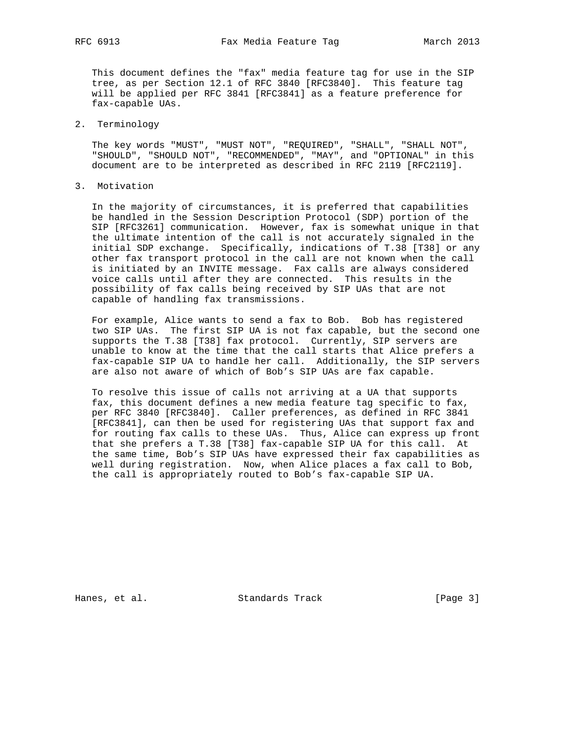This document defines the "fax" media feature tag for use in the SIP tree, as per Section 12.1 of RFC 3840 [RFC3840]. This feature tag will be applied per RFC 3841 [RFC3841] as a feature preference for fax-capable UAs.

## 2. Terminology

The key words "MUST", "MUST NOT", "REQUIRED", "SHALL", "SHALL NOT", "SHOULD", "SHOULD NOT", "RECOMMENDED", "MAY", and "OPTIONAL" in this document are to be interpreted as described in RFC 2119 [RFC2119].

## 3. Motivation

In the majority of circumstances, it is preferred that capabilities be handled in the Session Description Protocol (SDP) portion of the SIP [RFC3261] communication. However, fax is somewhat unique in that the ultimate intention of the call is not accurately signaled in the initial SDP exchange. Specifically, indications of T.38 [T38] or any other fax transport protocol in the call are not known when the call is initiated by an INVITE message. Fax calls are always considered voice calls until after they are connected. This results in the possibility of fax calls being received by SIP UAs that are not capable of handling fax transmissions.

For example, Alice wants to send a fax to Bob. Bob has registered two SIP UAs. The first SIP UA is not fax capable, but the second one supports the T.38 [T38] fax protocol. Currently, SIP servers are unable to know at the time that the call starts that Alice prefers a fax-capable SIP UA to handle her call. Additionally, the SIP servers are also not aware of which of Bob's SIP UAs are fax capable.

To resolve this issue of calls not arriving at a UA that supports fax, this document defines a new media feature tag specific to fax, per RFC 3840 [RFC3840]. Caller preferences, as defined in RFC 3841 [RFC3841], can then be used for registering UAs that support fax and for routing fax calls to these UAs. Thus, Alice can express up front that she prefers a T.38 [T38] fax-capable SIP UA for this call. At the same time, Bob's SIP UAs have expressed their fax capabilities as well during registration. Now, when Alice places a fax call to Bob, the call is appropriately routed to Bob's fax-capable SIP UA.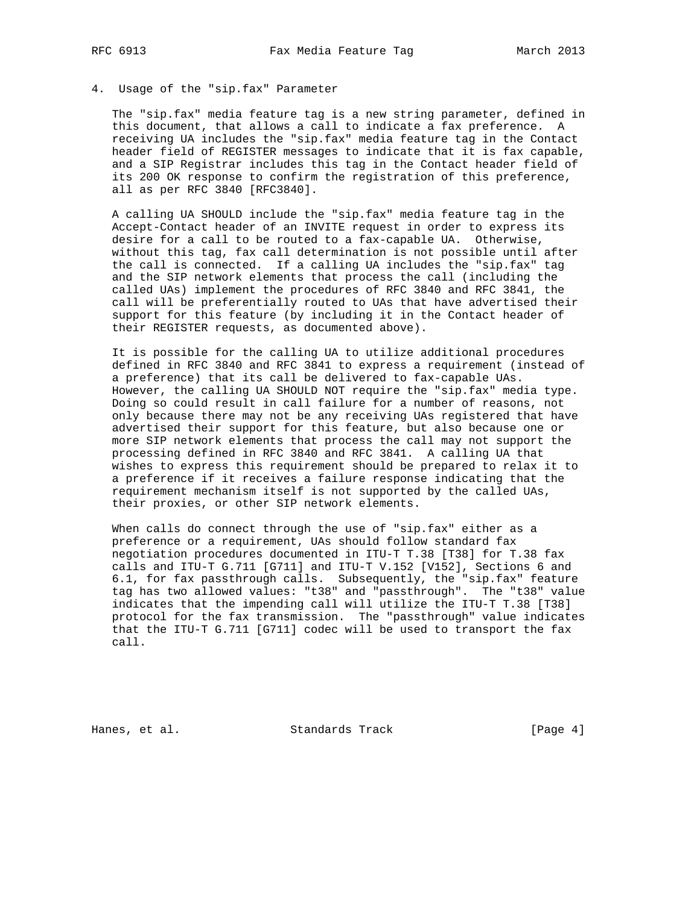## 4. Usage of the "sip.fax" Parameter

The "sip.fax" media feature tag is a new string parameter, defined in this document, that allows a call to indicate a fax preference. A receiving UA includes the "sip.fax" media feature tag in the Contact header field of REGISTER messages to indicate that it is fax capable, and a SIP Registrar includes this tag in the Contact header field of its 200 OK response to confirm the registration of this preference, all as per RFC 3840 [RFC3840].

A calling UA SHOULD include the "sip.fax" media feature tag in the Accept-Contact header of an INVITE request in order to express its desire for a call to be routed to a fax-capable UA. Otherwise, without this tag, fax call determination is not possible until after the call is connected. If a calling UA includes the "sip.fax" tag and the SIP network elements that process the call (including the called UAs) implement the procedures of RFC 3840 and RFC 3841, the call will be preferentially routed to UAs that have advertised their support for this feature (by including it in the Contact header of their REGISTER requests, as documented above).

It is possible for the calling UA to utilize additional procedures defined in RFC 3840 and RFC 3841 to express a requirement (instead of a preference) that its call be delivered to fax-capable UAs. However, the calling UA SHOULD NOT require the "sip.fax" media type. Doing so could result in call failure for a number of reasons, not only because there may not be any receiving UAs registered that have advertised their support for this feature, but also because one or more SIP network elements that process the call may not support the processing defined in RFC 3840 and RFC 3841. A calling UA that wishes to express this requirement should be prepared to relax it to a preference if it receives a failure response indicating that the requirement mechanism itself is not supported by the called UAs, their proxies, or other SIP network elements.

When calls do connect through the use of "sip.fax" either as a preference or a requirement, UAs should follow standard fax negotiation procedures documented in ITU-T T.38 [T38] for T.38 fax calls and ITU-T G.711 [G711] and ITU-T V.152 [V152], Sections 6 and 6.1, for fax passthrough calls. Subsequently, the "sip.fax" feature tag has two allowed values: "t38" and "passthrough". The "t38" value indicates that the impending call will utilize the ITU-T T.38 [T38] protocol for the fax transmission. The "passthrough" value indicates that the ITU-T G.711 [G711] codec will be used to transport the fax call.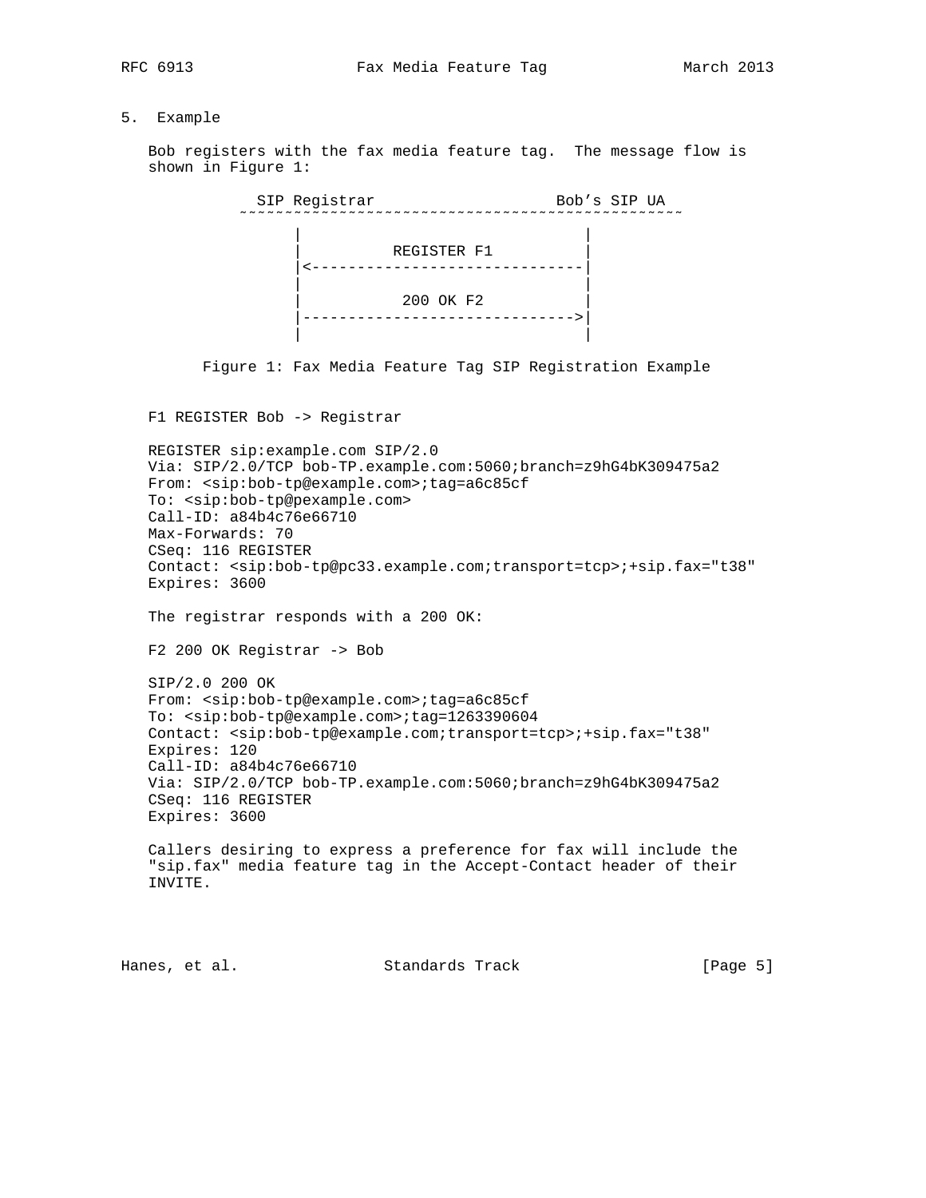## 5. Example

Bob registers with the fax media feature tag. The message flow is shown in Figure 1:

```
              SIP Registrar                     Bob's SIP UA
            ~~~~~~~~~~~~~~~~~~~~~~~~~~~~~~~~~~~~~~~~~~~~~~~~~

                  |                               |
                  |          REGISTER F1          |
                  |<------------------------------|
                  |                               |
                  |            200 OK F2          |
                  |------------------------------>|
                  |                               |
```

Figure 1: Fax Media Feature Tag SIP Registration Example

F1 REGISTER Bob -> Registrar

```
REGISTER sip:example.com SIP/2.0
Via: SIP/2.0/TCP bob-TP.example.com:5060;branch=z9hG4bK309475a2
From: <sip:bob-tp@example.com>;tag=a6c85cf
To: <sip:bob-tp@pexample.com>
Call-ID: a84b4c76e66710
Max-Forwards: 70
CSeq: 116 REGISTER
Contact: <sip:bob-tp@pc33.example.com;transport=tcp>;+sip.fax="t38"
Expires: 3600
```

The registrar responds with a 200 OK:

F2 200 OK Registrar -> Bob

```
SIP/2.0 200 OK
From: <sip:bob-tp@example.com>;tag=a6c85cf
To: <sip:bob-tp@example.com>;tag=1263390604
Contact: <sip:bob-tp@example.com;transport=tcp>;+sip.fax="t38"
Expires: 120
Call-ID: a84b4c76e66710
Via: SIP/2.0/TCP bob-TP.example.com:5060;branch=z9hG4bK309475a2
CSeq: 116 REGISTER
Expires: 3600
```

Callers desiring to express a preference for fax will include the "sip.fax" media feature tag in the Accept-Contact header of their INVITE.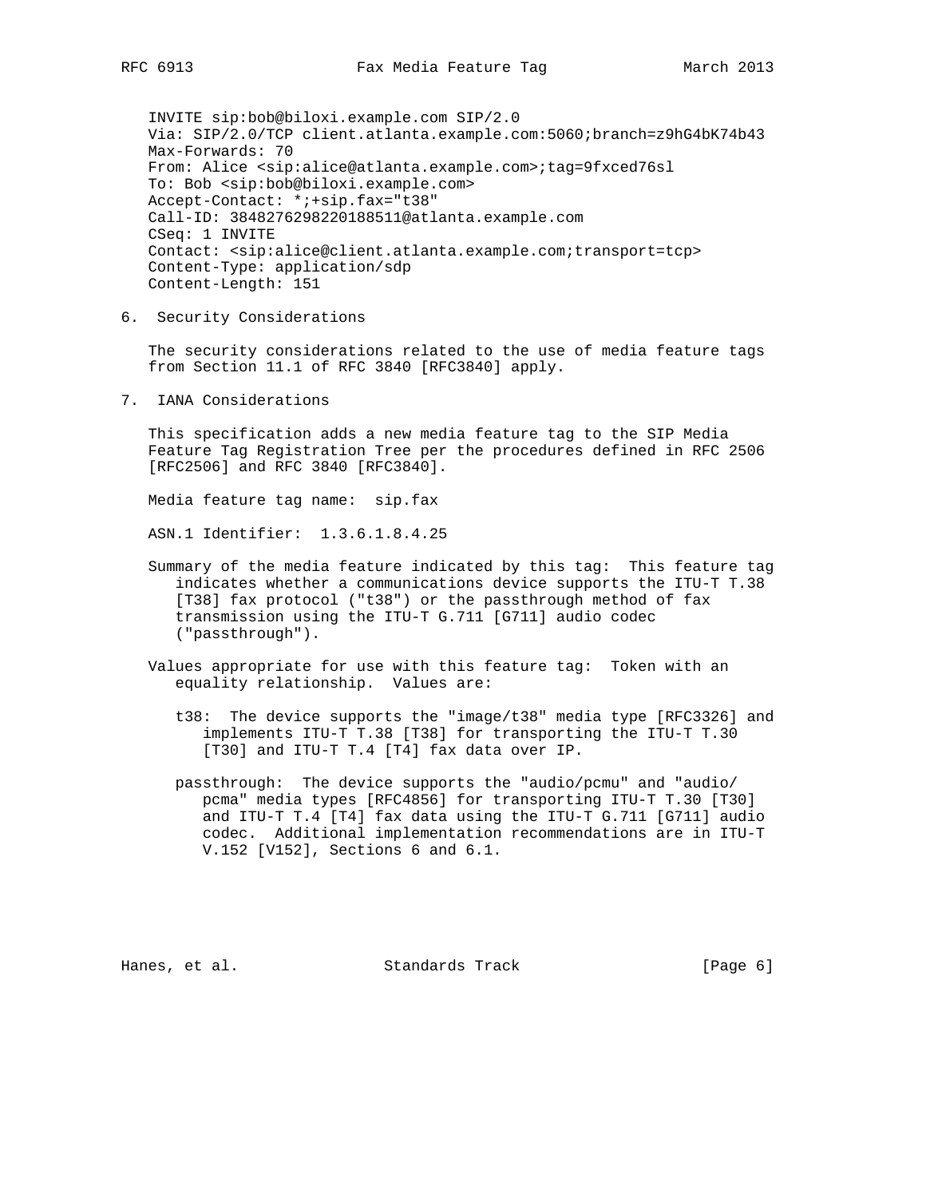```
INVITE sip:bob@biloxi.example.com SIP/2.0
Via: SIP/2.0/TCP client.atlanta.example.com:5060;branch=z9hG4bK74b43
Max-Forwards: 70
From: Alice <sip:alice@atlanta.example.com>;tag=9fxced76sl
To: Bob <sip:bob@biloxi.example.com>
Accept-Contact: *;+sip.fax="t38"
Call-ID: 3848276298220188511@atlanta.example.com
CSeq: 1 INVITE
Contact: <sip:alice@client.atlanta.example.com;transport=tcp>
Content-Type: application/sdp
Content-Length: 151
```

## 6. Security Considerations

The security considerations related to the use of media feature tags from Section 11.1 of RFC 3840 [RFC3840] apply.

## 7. IANA Considerations

This specification adds a new media feature tag to the SIP Media Feature Tag Registration Tree per the procedures defined in RFC 2506 [RFC2506] and RFC 3840 [RFC3840].

Media feature tag name: sip.fax

ASN.1 Identifier: 1.3.6.1.8.4.25

Summary of the media feature indicated by this tag: This feature tag indicates whether a communications device supports the ITU-T T.38 [T38] fax protocol ("t38") or the passthrough method of fax transmission using the ITU-T G.711 [G711] audio codec ("passthrough").

Values appropriate for use with this feature tag: Token with an equality relationship. Values are:

t38: The device supports the "image/t38" media type [RFC3326] and implements ITU-T T.38 [T38] for transporting the ITU-T T.30 [T30] and ITU-T T.4 [T4] fax data over IP.

passthrough: The device supports the "audio/pcmu" and "audio/pcma" media types [RFC4856] for transporting ITU-T T.30 [T30] and ITU-T T.4 [T4] fax data using the ITU-T G.711 [G711] audio codec. Additional implementation recommendations are in ITU-T V.152 [V152], Sections 6 and 6.1.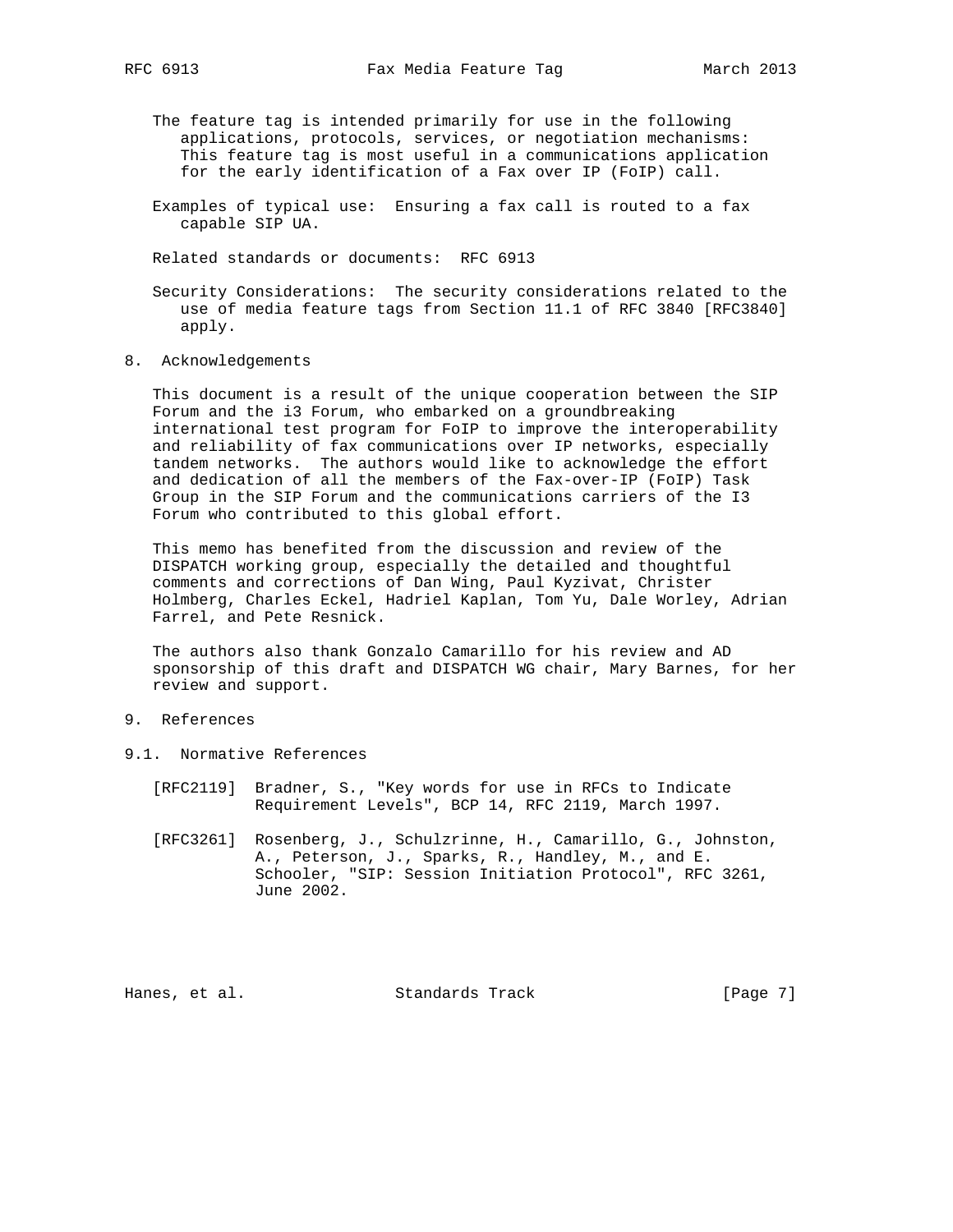The feature tag is intended primarily for use in the following applications, protocols, services, or negotiation mechanisms: This feature tag is most useful in a communications application for the early identification of a Fax over IP (FoIP) call.

Examples of typical use: Ensuring a fax call is routed to a fax capable SIP UA.

Related standards or documents: RFC 6913

Security Considerations: The security considerations related to the use of media feature tags from Section 11.1 of RFC 3840 [RFC3840] apply.

## 8. Acknowledgements

This document is a result of the unique cooperation between the SIP Forum and the i3 Forum, who embarked on a groundbreaking international test program for FoIP to improve the interoperability and reliability of fax communications over IP networks, especially tandem networks. The authors would like to acknowledge the effort and dedication of all the members of the Fax-over-IP (FoIP) Task Group in the SIP Forum and the communications carriers of the I3 Forum who contributed to this global effort.

This memo has benefited from the discussion and review of the DISPATCH working group, especially the detailed and thoughtful comments and corrections of Dan Wing, Paul Kyzivat, Christer Holmberg, Charles Eckel, Hadriel Kaplan, Tom Yu, Dale Worley, Adrian Farrel, and Pete Resnick.

The authors also thank Gonzalo Camarillo for his review and AD sponsorship of this draft and DISPATCH WG chair, Mary Barnes, for her review and support.

## 9. References

### 9.1. Normative References

[RFC2119] Bradner, S., "Key words for use in RFCs to Indicate Requirement Levels", BCP 14, RFC 2119, March 1997.

[RFC3261] Rosenberg, J., Schulzrinne, H., Camarillo, G., Johnston, A., Peterson, J., Sparks, R., Handley, M., and E. Schooler, "SIP: Session Initiation Protocol", RFC 3261, June 2002.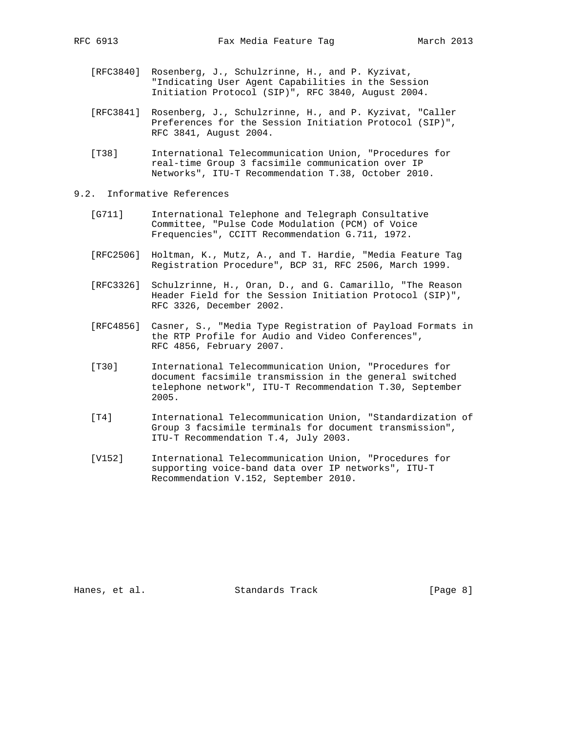[RFC3840] Rosenberg, J., Schulzrinne, H., and P. Kyzivat, "Indicating User Agent Capabilities in the Session Initiation Protocol (SIP)", RFC 3840, August 2004.

[RFC3841] Rosenberg, J., Schulzrinne, H., and P. Kyzivat, "Caller Preferences for the Session Initiation Protocol (SIP)", RFC 3841, August 2004.

[T38] International Telecommunication Union, "Procedures for real-time Group 3 facsimile communication over IP Networks", ITU-T Recommendation T.38, October 2010.

### 9.2. Informative References

[G711] International Telephone and Telegraph Consultative Committee, "Pulse Code Modulation (PCM) of Voice Frequencies", CCITT Recommendation G.711, 1972.

[RFC2506] Holtman, K., Mutz, A., and T. Hardie, "Media Feature Tag Registration Procedure", BCP 31, RFC 2506, March 1999.

[RFC3326] Schulzrinne, H., Oran, D., and G. Camarillo, "The Reason Header Field for the Session Initiation Protocol (SIP)", RFC 3326, December 2002.

[RFC4856] Casner, S., "Media Type Registration of Payload Formats in the RTP Profile for Audio and Video Conferences", RFC 4856, February 2007.

[T30] International Telecommunication Union, "Procedures for document facsimile transmission in the general switched telephone network", ITU-T Recommendation T.30, September 2005.

[T4] International Telecommunication Union, "Standardization of Group 3 facsimile terminals for document transmission", ITU-T Recommendation T.4, July 2003.

[V152] International Telecommunication Union, "Procedures for supporting voice-band data over IP networks", ITU-T Recommendation V.152, September 2010.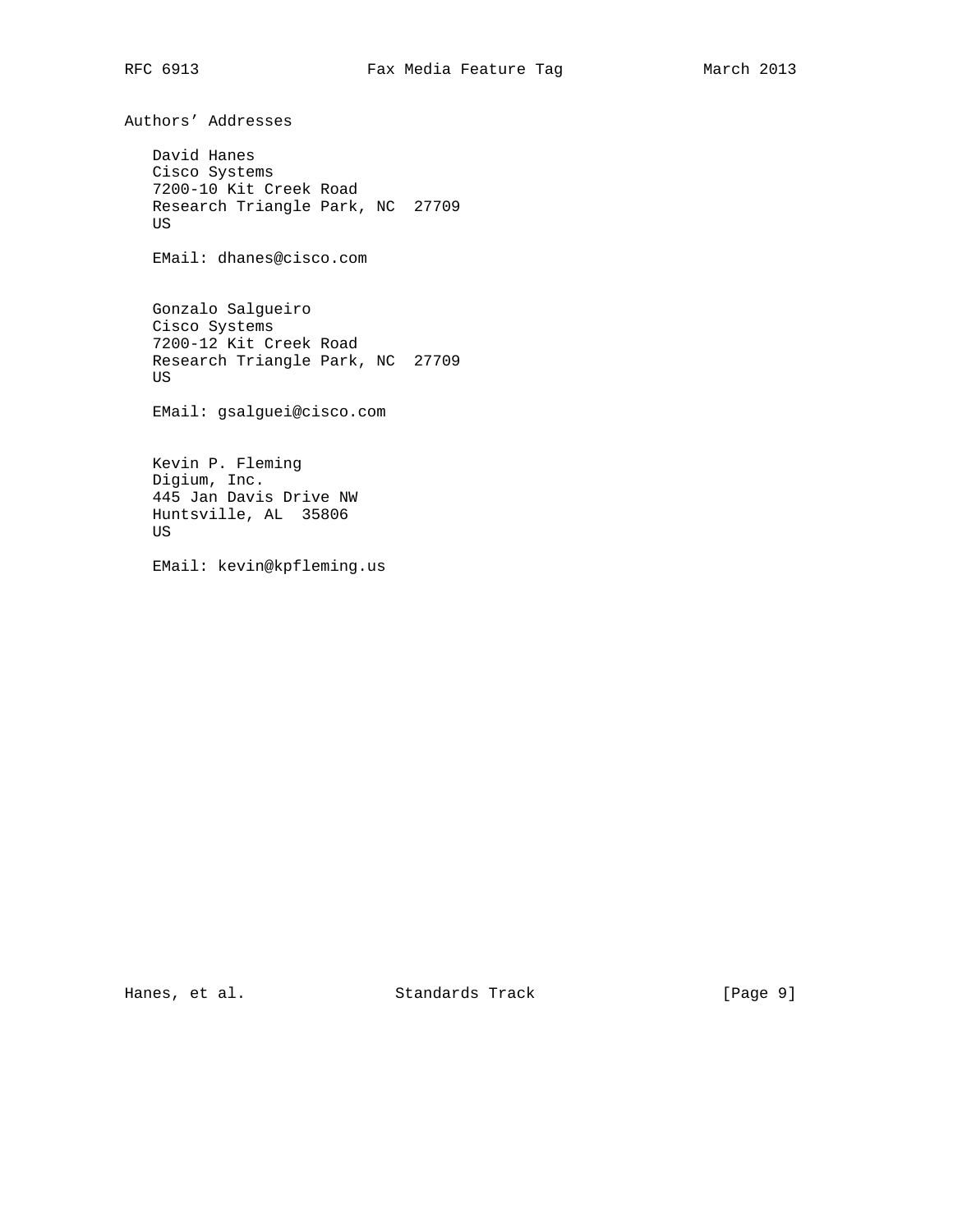## Authors' Addresses

David Hanes
Cisco Systems
7200-10 Kit Creek Road
Research Triangle Park, NC  27709
US

EMail: dhanes@cisco.com

Gonzalo Salgueiro
Cisco Systems
7200-12 Kit Creek Road
Research Triangle Park, NC  27709
US

EMail: gsalguei@cisco.com

Kevin P. Fleming
Digium, Inc.
445 Jan Davis Drive NW
Huntsville, AL  35806
US

EMail: kevin@kpfleming.us